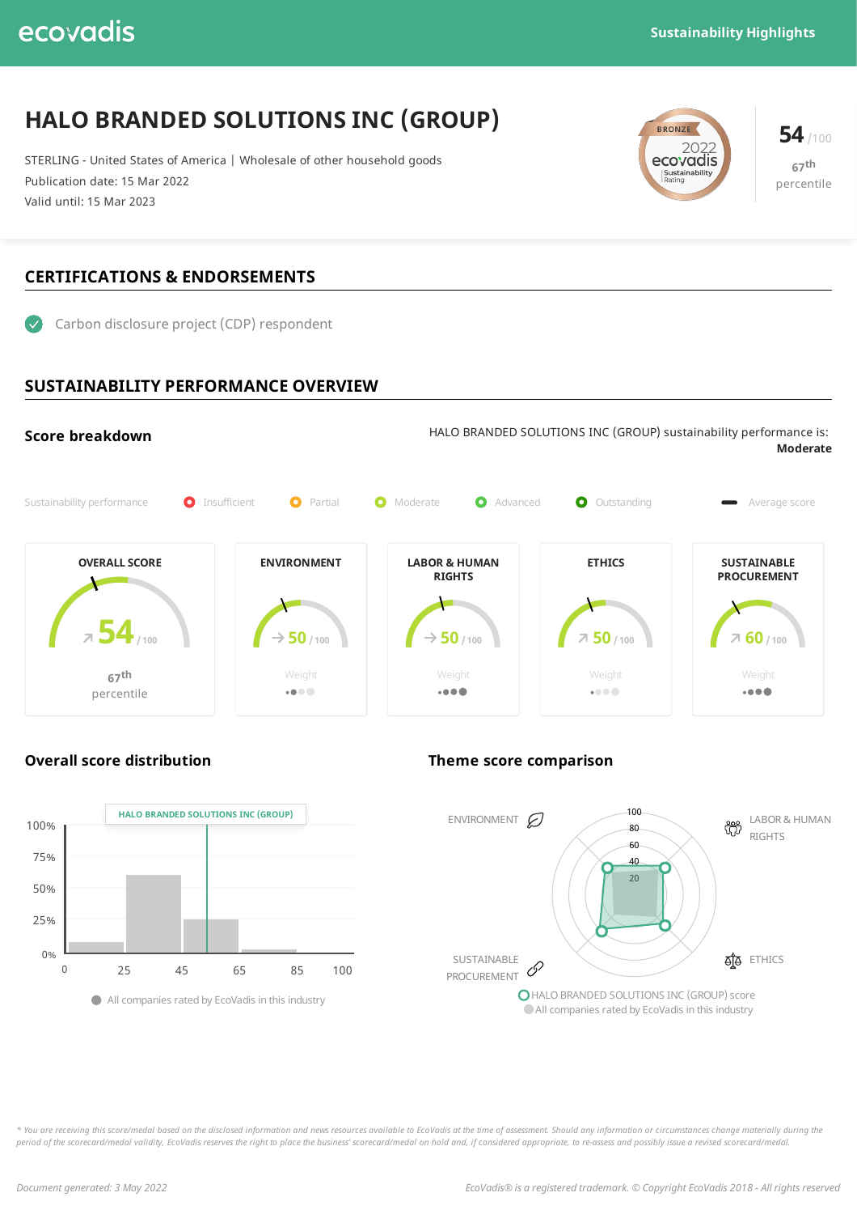Sustainability Highlights

# HALO BRANDED SOLUTIONS INC (GROUP)

STERLING - United States of America | Wholesale of other household goods
Publication date: 15 Mar 2022
Valid until: 15 Mar 2023

BRONZE 2022 ecovadis Sustainability Rating

**54** /100
67th percentile

## CERTIFICATIONS & ENDORSEMENTS

- Carbon disclosure project (CDP) respondent

## SUSTAINABILITY PERFORMANCE OVERVIEW

### Score breakdown

HALO BRANDED SOLUTIONS INC (GROUP) sustainability performance is: **Moderate**

Sustainability performance: Insufficient, Partial, Moderate, Advanced, Outstanding — Average score

| OVERALL SCORE | ENVIRONMENT | LABOR & HUMAN RIGHTS | ETHICS | SUSTAINABLE PROCUREMENT |
|---|---|---|---|---|
| 54 /100 | 50 /100 | 50 /100 | 50 /100 | 60 /100 |
| 67th percentile | Weight | Weight | Weight | Weight |

### Overall score distribution

HALO BRANDED SOLUTIONS INC (GROUP)

All companies rated by EcoVadis in this industry

### Theme score comparison

ENVIRONMENT, LABOR & HUMAN RIGHTS, ETHICS, SUSTAINABLE PROCUREMENT

HALO BRANDED SOLUTIONS INC (GROUP) score
All companies rated by EcoVadis in this industry

*\* You are receiving this score/medal based on the disclosed information and news resources available to EcoVadis at the time of assessment. Should any information or circumstances change materially during the period of the scorecard/medal validity, EcoVadis reserves the right to place the business' scorecard/medal on hold and, if considered appropriate, to re-assess and possibly issue a revised scorecard/medal.*

*Document generated: 3 May 2022*

*EcoVadis® is a registered trademark. © Copyright EcoVadis 2018 - All rights reserved*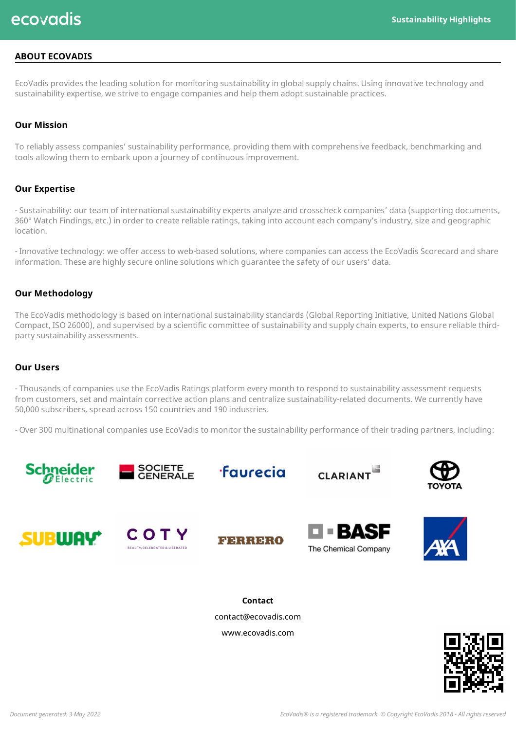## ABOUT ECOVADIS

EcoVadis provides the leading solution for monitoring sustainability in global supply chains. Using innovative technology and sustainability expertise, we strive to engage companies and help them adopt sustainable practices.

### Our Mission

To reliably assess companies' sustainability performance, providing them with comprehensive feedback, benchmarking and tools allowing them to embark upon a journey of continuous improvement.

### Our Expertise

- Sustainability: our team of international sustainability experts analyze and crosscheck companies' data (supporting documents, 360° Watch Findings, etc.) in order to create reliable ratings, taking into account each company's industry, size and geographic location.

- Innovative technology: we offer access to web-based solutions, where companies can access the EcoVadis Scorecard and share information. These are highly secure online solutions which guarantee the safety of our users' data.

### Our Methodology

The EcoVadis methodology is based on international sustainability standards (Global Reporting Initiative, United Nations Global Compact, ISO 26000), and supervised by a scientific committee of sustainability and supply chain experts, to ensure reliable third-party sustainability assessments.

### Our Users

- Thousands of companies use the EcoVadis Ratings platform every month to respond to sustainability assessment requests from customers, set and maintain corrective action plans and centralize sustainability-related documents. We currently have 50,000 subscribers, spread across 150 countries and 190 industries.

- Over 300 multinational companies use EcoVadis to monitor the sustainability performance of their trading partners, including:

**Contact**

contact@ecovadis.com

www.ecovadis.com

*Document generated: 3 May 2022*

*EcoVadis® is a registered trademark. © Copyright EcoVadis 2018 - All rights reserved*